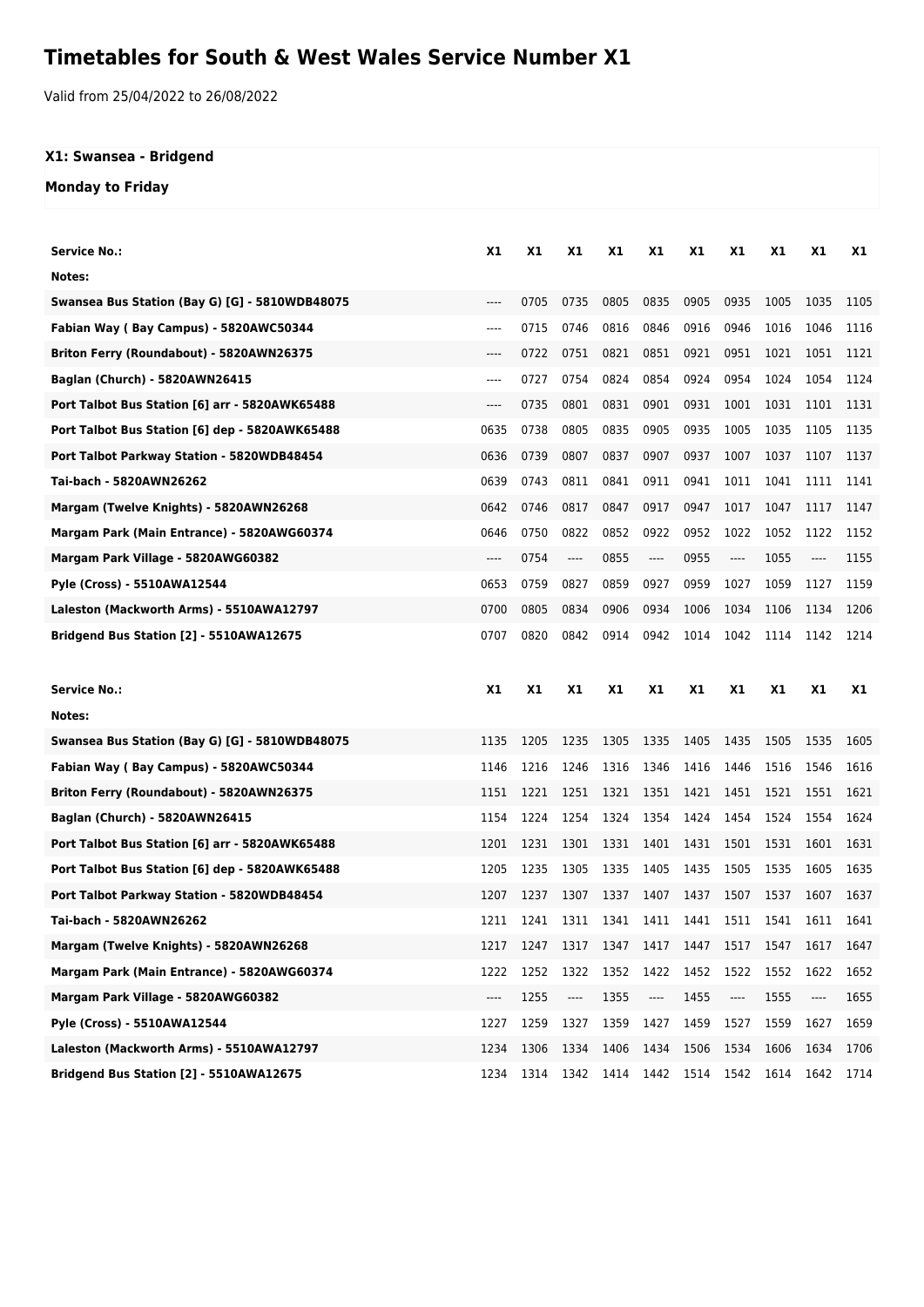# Timetables for South & West Wales Service Number X1

Valid from 25/04/2022 to 26/08/2022

### X1: Swansea - Bridgend

### Monday to Friday

| Service No.: | X1 | X1 | X1 | X1 | X1 | X1 | X1 | X1 | X1 | X1 |
|---|---|---|---|---|---|---|---|---|---|---|
| Notes: | | | | | | | | | | |
| Swansea Bus Station (Bay G) [G] - 5810WDB48075 | ---- | 0705 | 0735 | 0805 | 0835 | 0905 | 0935 | 1005 | 1035 | 1105 |
| Fabian Way ( Bay Campus) - 5820AWC50344 | ---- | 0715 | 0746 | 0816 | 0846 | 0916 | 0946 | 1016 | 1046 | 1116 |
| Briton Ferry (Roundabout) - 5820AWN26375 | ---- | 0722 | 0751 | 0821 | 0851 | 0921 | 0951 | 1021 | 1051 | 1121 |
| Baglan (Church) - 5820AWN26415 | ---- | 0727 | 0754 | 0824 | 0854 | 0924 | 0954 | 1024 | 1054 | 1124 |
| Port Talbot Bus Station [6] arr - 5820AWK65488 | ---- | 0735 | 0801 | 0831 | 0901 | 0931 | 1001 | 1031 | 1101 | 1131 |
| Port Talbot Bus Station [6] dep - 5820AWK65488 | 0635 | 0738 | 0805 | 0835 | 0905 | 0935 | 1005 | 1035 | 1105 | 1135 |
| Port Talbot Parkway Station - 5820WDB48454 | 0636 | 0739 | 0807 | 0837 | 0907 | 0937 | 1007 | 1037 | 1107 | 1137 |
| Tai-bach - 5820AWN26262 | 0639 | 0743 | 0811 | 0841 | 0911 | 0941 | 1011 | 1041 | 1111 | 1141 |
| Margam (Twelve Knights) - 5820AWN26268 | 0642 | 0746 | 0817 | 0847 | 0917 | 0947 | 1017 | 1047 | 1117 | 1147 |
| Margam Park (Main Entrance) - 5820AWG60374 | 0646 | 0750 | 0822 | 0852 | 0922 | 0952 | 1022 | 1052 | 1122 | 1152 |
| Margam Park Village - 5820AWG60382 | ---- | 0754 | ---- | 0855 | ---- | 0955 | ---- | 1055 | ---- | 1155 |
| Pyle (Cross) - 5510AWA12544 | 0653 | 0759 | 0827 | 0859 | 0927 | 0959 | 1027 | 1059 | 1127 | 1159 |
| Laleston (Mackworth Arms) - 5510AWA12797 | 0700 | 0805 | 0834 | 0906 | 0934 | 1006 | 1034 | 1106 | 1134 | 1206 |
| Bridgend Bus Station [2] - 5510AWA12675 | 0707 | 0820 | 0842 | 0914 | 0942 | 1014 | 1042 | 1114 | 1142 | 1214 |

| Service No.: | X1 | X1 | X1 | X1 | X1 | X1 | X1 | X1 | X1 | X1 |
|---|---|---|---|---|---|---|---|---|---|---|
| Notes: | | | | | | | | | | |
| Swansea Bus Station (Bay G) [G] - 5810WDB48075 | 1135 | 1205 | 1235 | 1305 | 1335 | 1405 | 1435 | 1505 | 1535 | 1605 |
| Fabian Way ( Bay Campus) - 5820AWC50344 | 1146 | 1216 | 1246 | 1316 | 1346 | 1416 | 1446 | 1516 | 1546 | 1616 |
| Briton Ferry (Roundabout) - 5820AWN26375 | 1151 | 1221 | 1251 | 1321 | 1351 | 1421 | 1451 | 1521 | 1551 | 1621 |
| Baglan (Church) - 5820AWN26415 | 1154 | 1224 | 1254 | 1324 | 1354 | 1424 | 1454 | 1524 | 1554 | 1624 |
| Port Talbot Bus Station [6] arr - 5820AWK65488 | 1201 | 1231 | 1301 | 1331 | 1401 | 1431 | 1501 | 1531 | 1601 | 1631 |
| Port Talbot Bus Station [6] dep - 5820AWK65488 | 1205 | 1235 | 1305 | 1335 | 1405 | 1435 | 1505 | 1535 | 1605 | 1635 |
| Port Talbot Parkway Station - 5820WDB48454 | 1207 | 1237 | 1307 | 1337 | 1407 | 1437 | 1507 | 1537 | 1607 | 1637 |
| Tai-bach - 5820AWN26262 | 1211 | 1241 | 1311 | 1341 | 1411 | 1441 | 1511 | 1541 | 1611 | 1641 |
| Margam (Twelve Knights) - 5820AWN26268 | 1217 | 1247 | 1317 | 1347 | 1417 | 1447 | 1517 | 1547 | 1617 | 1647 |
| Margam Park (Main Entrance) - 5820AWG60374 | 1222 | 1252 | 1322 | 1352 | 1422 | 1452 | 1522 | 1552 | 1622 | 1652 |
| Margam Park Village - 5820AWG60382 | ---- | 1255 | ---- | 1355 | ---- | 1455 | ---- | 1555 | ---- | 1655 |
| Pyle (Cross) - 5510AWA12544 | 1227 | 1259 | 1327 | 1359 | 1427 | 1459 | 1527 | 1559 | 1627 | 1659 |
| Laleston (Mackworth Arms) - 5510AWA12797 | 1234 | 1306 | 1334 | 1406 | 1434 | 1506 | 1534 | 1606 | 1634 | 1706 |
| Bridgend Bus Station [2] - 5510AWA12675 | 1234 | 1314 | 1342 | 1414 | 1442 | 1514 | 1542 | 1614 | 1642 | 1714 |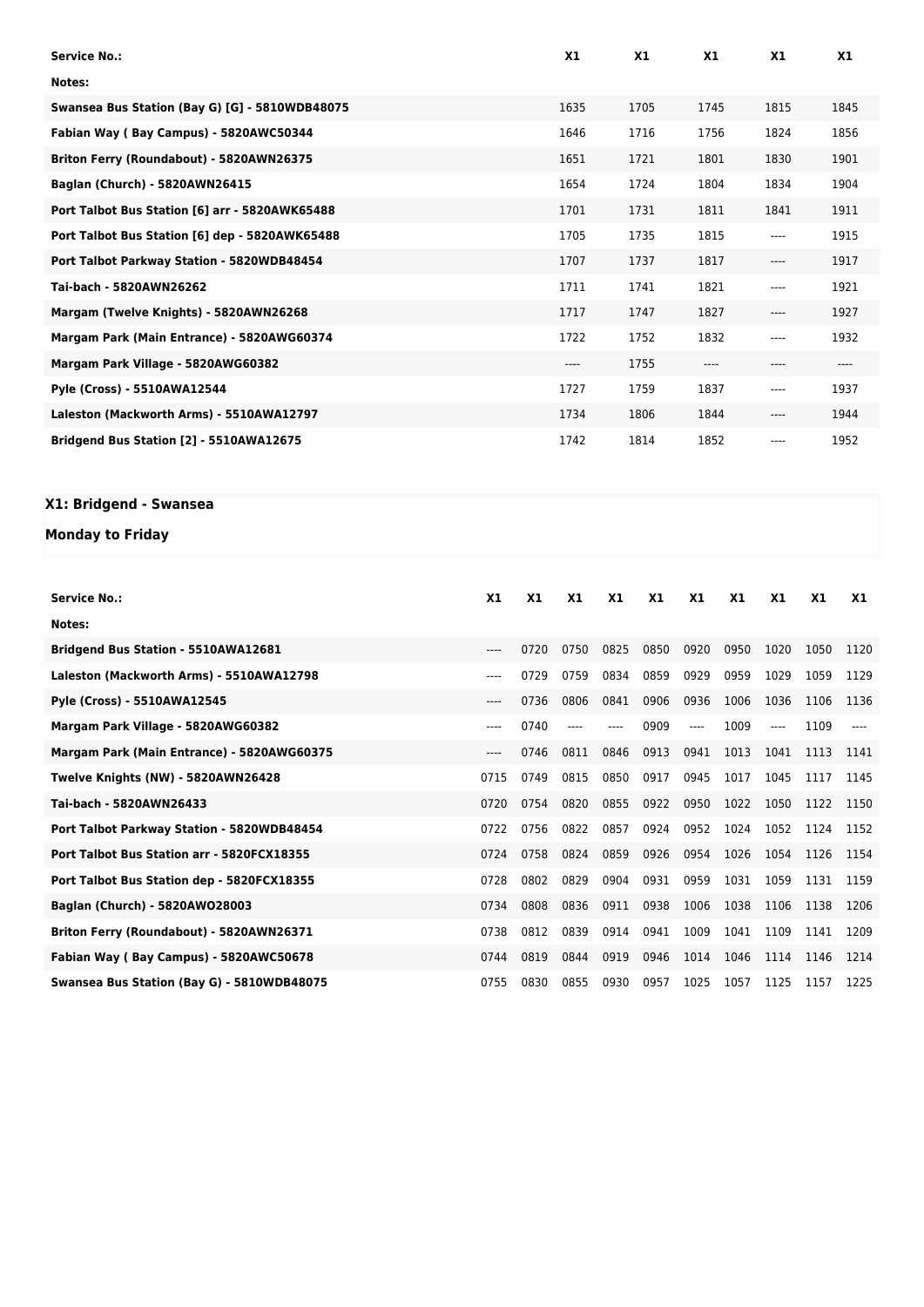| Service No.: | X1 | X1 | X1 | X1 | X1 |
|---|---|---|---|---|---|
| Notes: | | | | | |
| Swansea Bus Station (Bay G) [G] - 5810WDB48075 | 1635 | 1705 | 1745 | 1815 | 1845 |
| Fabian Way ( Bay Campus) - 5820AWC50344 | 1646 | 1716 | 1756 | 1824 | 1856 |
| Briton Ferry (Roundabout) - 5820AWN26375 | 1651 | 1721 | 1801 | 1830 | 1901 |
| Baglan (Church) - 5820AWN26415 | 1654 | 1724 | 1804 | 1834 | 1904 |
| Port Talbot Bus Station [6] arr - 5820AWK65488 | 1701 | 1731 | 1811 | 1841 | 1911 |
| Port Talbot Bus Station [6] dep - 5820AWK65488 | 1705 | 1735 | 1815 | ---- | 1915 |
| Port Talbot Parkway Station - 5820WDB48454 | 1707 | 1737 | 1817 | ---- | 1917 |
| Tai-bach - 5820AWN26262 | 1711 | 1741 | 1821 | ---- | 1921 |
| Margam (Twelve Knights) - 5820AWN26268 | 1717 | 1747 | 1827 | ---- | 1927 |
| Margam Park (Main Entrance) - 5820AWG60374 | 1722 | 1752 | 1832 | ---- | 1932 |
| Margam Park Village - 5820AWG60382 | ---- | 1755 | ---- | ---- | ---- |
| Pyle (Cross) - 5510AWA12544 | 1727 | 1759 | 1837 | ---- | 1937 |
| Laleston (Mackworth Arms) - 5510AWA12797 | 1734 | 1806 | 1844 | ---- | 1944 |
| Bridgend Bus Station [2] - 5510AWA12675 | 1742 | 1814 | 1852 | ---- | 1952 |

## X1: Bridgend - Swansea

### Monday to Friday

| Service No.: | X1 | X1 | X1 | X1 | X1 | X1 | X1 | X1 | X1 | X1 |
|---|---|---|---|---|---|---|---|---|---|---|
| Notes: | | | | | | | | | | |
| Bridgend Bus Station - 5510AWA12681 | ---- | 0720 | 0750 | 0825 | 0850 | 0920 | 0950 | 1020 | 1050 | 1120 |
| Laleston (Mackworth Arms) - 5510AWA12798 | ---- | 0729 | 0759 | 0834 | 0859 | 0929 | 0959 | 1029 | 1059 | 1129 |
| Pyle (Cross) - 5510AWA12545 | ---- | 0736 | 0806 | 0841 | 0906 | 0936 | 1006 | 1036 | 1106 | 1136 |
| Margam Park Village - 5820AWG60382 | ---- | 0740 | ---- | ---- | 0909 | ---- | 1009 | ---- | 1109 | ---- |
| Margam Park (Main Entrance) - 5820AWG60375 | ---- | 0746 | 0811 | 0846 | 0913 | 0941 | 1013 | 1041 | 1113 | 1141 |
| Twelve Knights (NW) - 5820AWN26428 | 0715 | 0749 | 0815 | 0850 | 0917 | 0945 | 1017 | 1045 | 1117 | 1145 |
| Tai-bach - 5820AWN26433 | 0720 | 0754 | 0820 | 0855 | 0922 | 0950 | 1022 | 1050 | 1122 | 1150 |
| Port Talbot Parkway Station - 5820WDB48454 | 0722 | 0756 | 0822 | 0857 | 0924 | 0952 | 1024 | 1052 | 1124 | 1152 |
| Port Talbot Bus Station arr - 5820FCX18355 | 0724 | 0758 | 0824 | 0859 | 0926 | 0954 | 1026 | 1054 | 1126 | 1154 |
| Port Talbot Bus Station dep - 5820FCX18355 | 0728 | 0802 | 0829 | 0904 | 0931 | 0959 | 1031 | 1059 | 1131 | 1159 |
| Baglan (Church) - 5820AWO28003 | 0734 | 0808 | 0836 | 0911 | 0938 | 1006 | 1038 | 1106 | 1138 | 1206 |
| Briton Ferry (Roundabout) - 5820AWN26371 | 0738 | 0812 | 0839 | 0914 | 0941 | 1009 | 1041 | 1109 | 1141 | 1209 |
| Fabian Way ( Bay Campus) - 5820AWC50678 | 0744 | 0819 | 0844 | 0919 | 0946 | 1014 | 1046 | 1114 | 1146 | 1214 |
| Swansea Bus Station (Bay G) - 5810WDB48075 | 0755 | 0830 | 0855 | 0930 | 0957 | 1025 | 1057 | 1125 | 1157 | 1225 |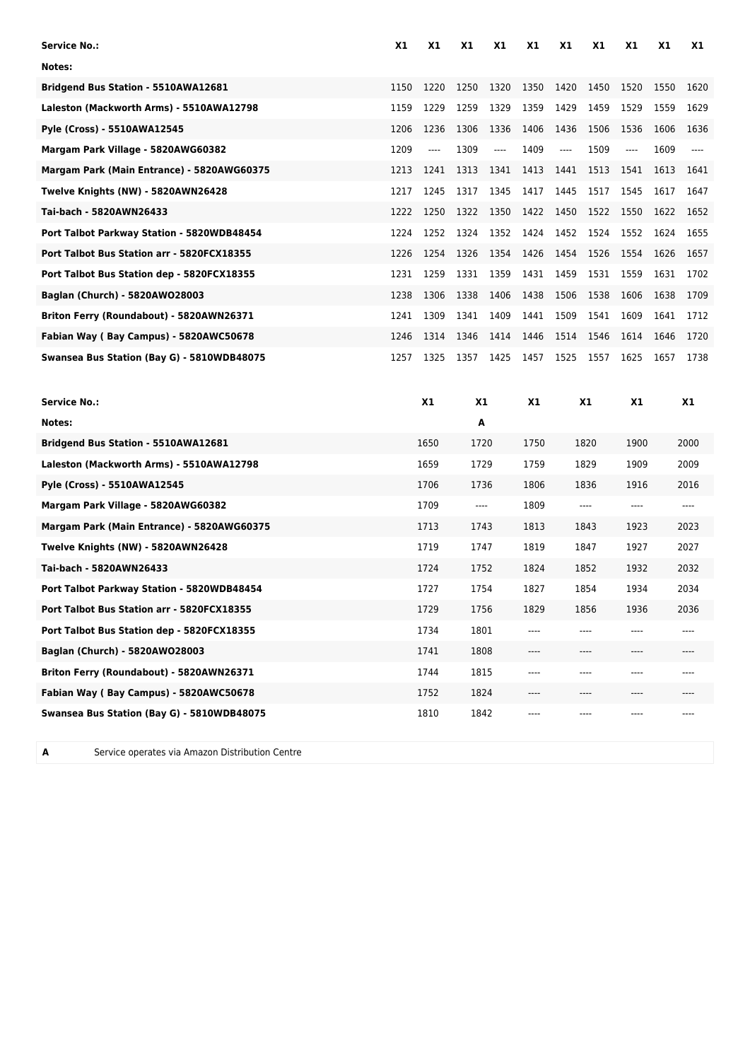| Service No.: | X1 | X1 | X1 | X1 | X1 | X1 | X1 | X1 | X1 | X1 |
|---|---|---|---|---|---|---|---|---|---|---|
| Notes: | | | | | | | | | | |
| Bridgend Bus Station - 5510AWA12681 | 1150 | 1220 | 1250 | 1320 | 1350 | 1420 | 1450 | 1520 | 1550 | 1620 |
| Laleston (Mackworth Arms) - 5510AWA12798 | 1159 | 1229 | 1259 | 1329 | 1359 | 1429 | 1459 | 1529 | 1559 | 1629 |
| Pyle (Cross) - 5510AWA12545 | 1206 | 1236 | 1306 | 1336 | 1406 | 1436 | 1506 | 1536 | 1606 | 1636 |
| Margam Park Village - 5820AWG60382 | 1209 | ---- | 1309 | ---- | 1409 | ---- | 1509 | ---- | 1609 | ---- |
| Margam Park (Main Entrance) - 5820AWG60375 | 1213 | 1241 | 1313 | 1341 | 1413 | 1441 | 1513 | 1541 | 1613 | 1641 |
| Twelve Knights (NW) - 5820AWN26428 | 1217 | 1245 | 1317 | 1345 | 1417 | 1445 | 1517 | 1545 | 1617 | 1647 |
| Tai-bach - 5820AWN26433 | 1222 | 1250 | 1322 | 1350 | 1422 | 1450 | 1522 | 1550 | 1622 | 1652 |
| Port Talbot Parkway Station - 5820WDB48454 | 1224 | 1252 | 1324 | 1352 | 1424 | 1452 | 1524 | 1552 | 1624 | 1655 |
| Port Talbot Bus Station arr - 5820FCX18355 | 1226 | 1254 | 1326 | 1354 | 1426 | 1454 | 1526 | 1554 | 1626 | 1657 |
| Port Talbot Bus Station dep - 5820FCX18355 | 1231 | 1259 | 1331 | 1359 | 1431 | 1459 | 1531 | 1559 | 1631 | 1702 |
| Baglan (Church) - 5820AWO28003 | 1238 | 1306 | 1338 | 1406 | 1438 | 1506 | 1538 | 1606 | 1638 | 1709 |
| Briton Ferry (Roundabout) - 5820AWN26371 | 1241 | 1309 | 1341 | 1409 | 1441 | 1509 | 1541 | 1609 | 1641 | 1712 |
| Fabian Way ( Bay Campus) - 5820AWC50678 | 1246 | 1314 | 1346 | 1414 | 1446 | 1514 | 1546 | 1614 | 1646 | 1720 |
| Swansea Bus Station (Bay G) - 5810WDB48075 | 1257 | 1325 | 1357 | 1425 | 1457 | 1525 | 1557 | 1625 | 1657 | 1738 |

| Service No.: | X1 | X1 | X1 | X1 | X1 | X1 |
|---|---|---|---|---|---|---|
| Notes: | | A | | | | |
| Bridgend Bus Station - 5510AWA12681 | 1650 | 1720 | 1750 | 1820 | 1900 | 2000 |
| Laleston (Mackworth Arms) - 5510AWA12798 | 1659 | 1729 | 1759 | 1829 | 1909 | 2009 |
| Pyle (Cross) - 5510AWA12545 | 1706 | 1736 | 1806 | 1836 | 1916 | 2016 |
| Margam Park Village - 5820AWG60382 | 1709 | ---- | 1809 | ---- | ---- | ---- |
| Margam Park (Main Entrance) - 5820AWG60375 | 1713 | 1743 | 1813 | 1843 | 1923 | 2023 |
| Twelve Knights (NW) - 5820AWN26428 | 1719 | 1747 | 1819 | 1847 | 1927 | 2027 |
| Tai-bach - 5820AWN26433 | 1724 | 1752 | 1824 | 1852 | 1932 | 2032 |
| Port Talbot Parkway Station - 5820WDB48454 | 1727 | 1754 | 1827 | 1854 | 1934 | 2034 |
| Port Talbot Bus Station arr - 5820FCX18355 | 1729 | 1756 | 1829 | 1856 | 1936 | 2036 |
| Port Talbot Bus Station dep - 5820FCX18355 | 1734 | 1801 | ---- | ---- | ---- | ---- |
| Baglan (Church) - 5820AWO28003 | 1741 | 1808 | ---- | ---- | ---- | ---- |
| Briton Ferry (Roundabout) - 5820AWN26371 | 1744 | 1815 | ---- | ---- | ---- | ---- |
| Fabian Way ( Bay Campus) - 5820AWC50678 | 1752 | 1824 | ---- | ---- | ---- | ---- |
| Swansea Bus Station (Bay G) - 5810WDB48075 | 1810 | 1842 | ---- | ---- | ---- | ---- |

| | |
|---|---|
| A | Service operates via Amazon Distribution Centre |